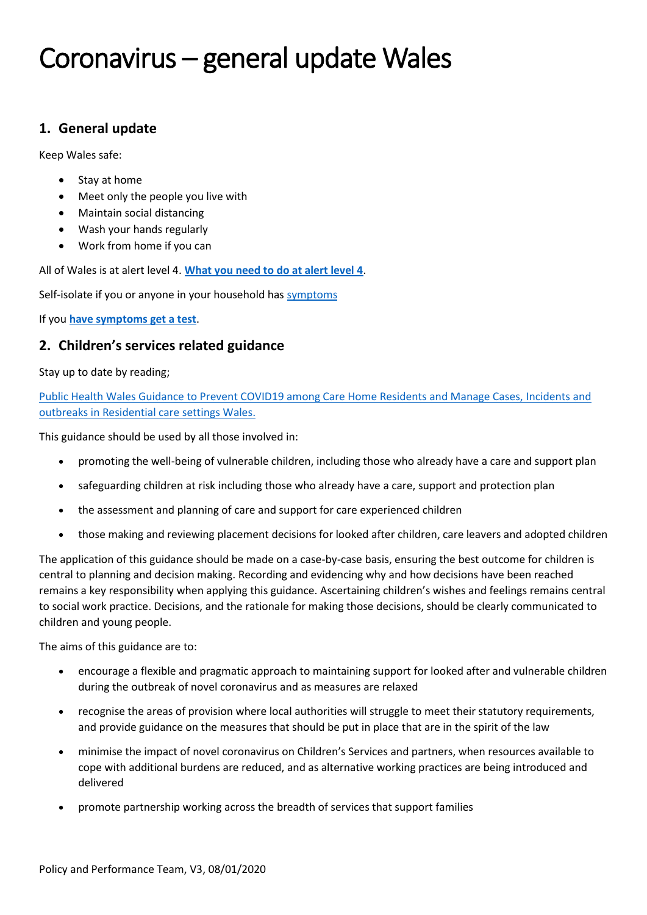# Coronavirus – general update Wales

## 1. General update

Keep Wales safe:

- Stay at home
- Meet only the people you live with
- Maintain social distancing
- Wash your hands regularly
- Work from home if you can

All of Wales is at alert level 4. **What you need to do at alert level 4**.

Self-isolate if you or anyone in your household has symptoms

If you **have symptoms get a test**.

## 2. Children's services related guidance

Stay up to date by reading;

Public Health Wales Guidance to Prevent COVID19 among Care Home Residents and Manage Cases, Incidents and outbreaks in Residential care settings Wales.

This guidance should be used by all those involved in:

- promoting the well-being of vulnerable children, including those who already have a care and support plan
- safeguarding children at risk including those who already have a care, support and protection plan
- the assessment and planning of care and support for care experienced children
- those making and reviewing placement decisions for looked after children, care leavers and adopted children

The application of this guidance should be made on a case-by-case basis, ensuring the best outcome for children is central to planning and decision making. Recording and evidencing why and how decisions have been reached remains a key responsibility when applying this guidance. Ascertaining children's wishes and feelings remains central to social work practice. Decisions, and the rationale for making those decisions, should be clearly communicated to children and young people.

The aims of this guidance are to:

- encourage a flexible and pragmatic approach to maintaining support for looked after and vulnerable children during the outbreak of novel coronavirus and as measures are relaxed
- recognise the areas of provision where local authorities will struggle to meet their statutory requirements, and provide guidance on the measures that should be put in place that are in the spirit of the law
- minimise the impact of novel coronavirus on Children's Services and partners, when resources available to cope with additional burdens are reduced, and as alternative working practices are being introduced and delivered
- promote partnership working across the breadth of services that support families

Policy and Performance Team, V3, 08/01/2020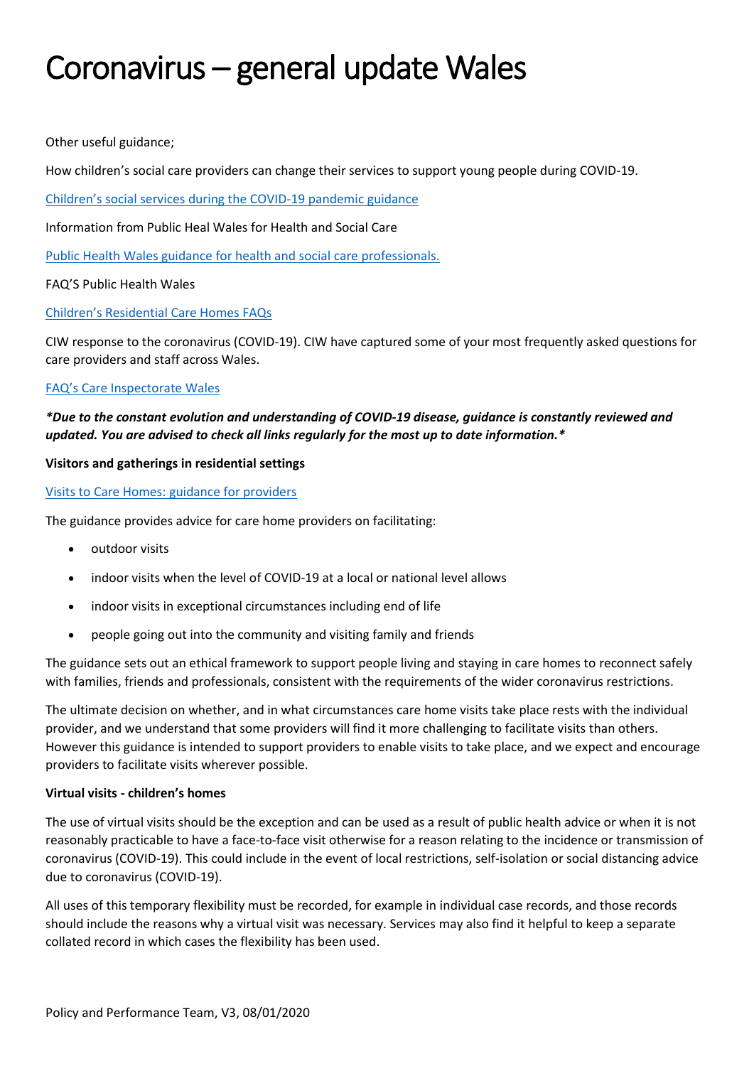# Coronavirus – general update Wales

Other useful guidance;

How children's social care providers can change their services to support young people during COVID-19.

Children's social services during the COVID-19 pandemic guidance

Information from Public Heal Wales for Health and Social Care

Public Health Wales guidance for health and social care professionals.

FAQ'S Public Health Wales

Children's Residential Care Homes FAQs

CIW response to the coronavirus (COVID-19). CIW have captured some of your most frequently asked questions for care providers and staff across Wales.

FAQ's Care Inspectorate Wales

***Due to the constant evolution and understanding of COVID-19 disease, guidance is constantly reviewed and updated. You are advised to check all links regularly for the most up to date information.***

**Visitors and gatherings in residential settings**

Visits to Care Homes: guidance for providers

The guidance provides advice for care home providers on facilitating:

- outdoor visits
- indoor visits when the level of COVID-19 at a local or national level allows
- indoor visits in exceptional circumstances including end of life
- people going out into the community and visiting family and friends

The guidance sets out an ethical framework to support people living and staying in care homes to reconnect safely with families, friends and professionals, consistent with the requirements of the wider coronavirus restrictions.

The ultimate decision on whether, and in what circumstances care home visits take place rests with the individual provider, and we understand that some providers will find it more challenging to facilitate visits than others. However this guidance is intended to support providers to enable visits to take place, and we expect and encourage providers to facilitate visits wherever possible.

**Virtual visits - children's homes**

The use of virtual visits should be the exception and can be used as a result of public health advice or when it is not reasonably practicable to have a face-to-face visit otherwise for a reason relating to the incidence or transmission of coronavirus (COVID-19). This could include in the event of local restrictions, self-isolation or social distancing advice due to coronavirus (COVID-19).

All uses of this temporary flexibility must be recorded, for example in individual case records, and those records should include the reasons why a virtual visit was necessary. Services may also find it helpful to keep a separate collated record in which cases the flexibility has been used.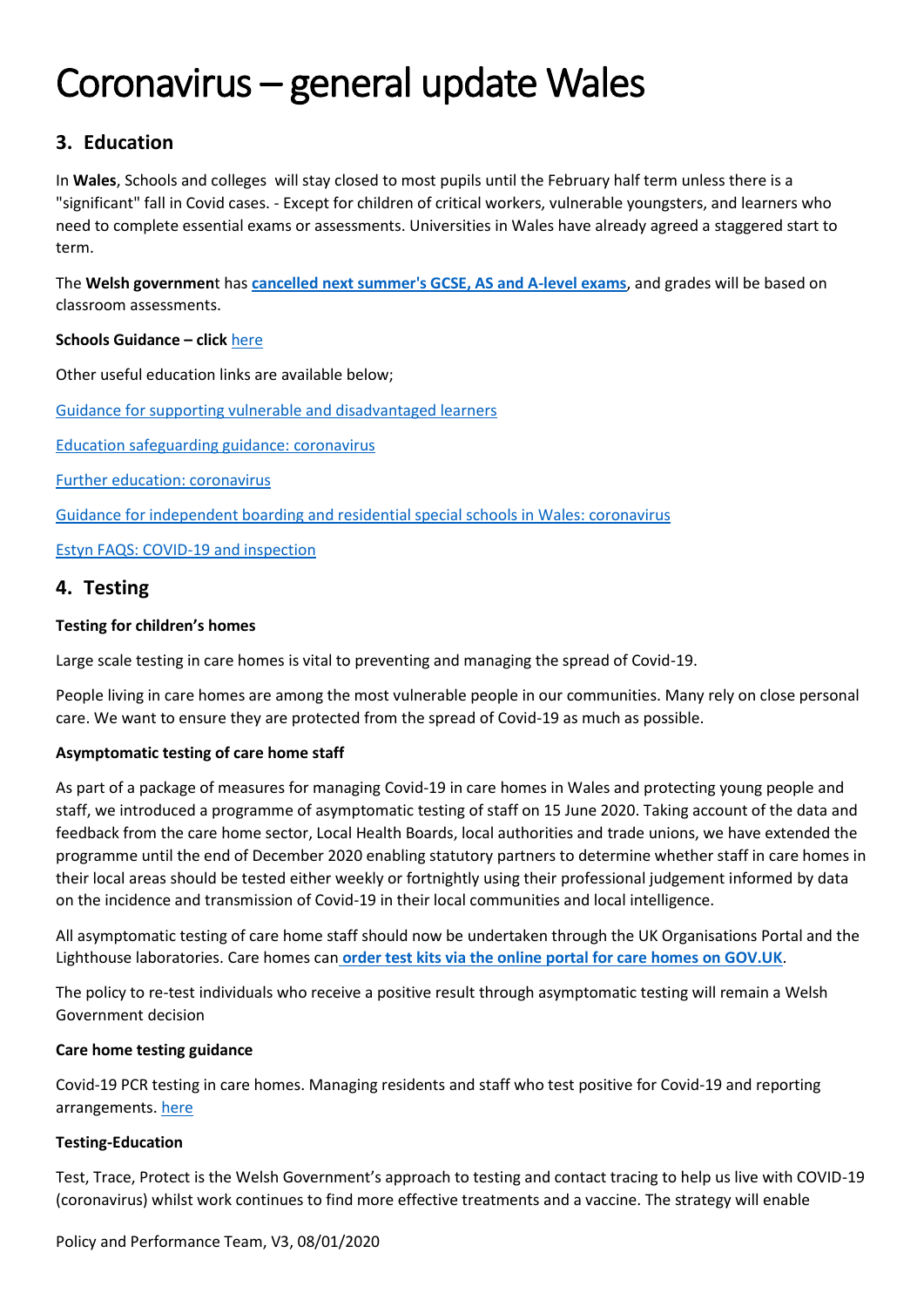# Coronavirus – general update Wales

## 3. Education

In **Wales**, Schools and colleges will stay closed to most pupils until the February half term unless there is a "significant" fall in Covid cases. - Except for children of critical workers, vulnerable youngsters, and learners who need to complete essential exams or assessments. Universities in Wales have already agreed a staggered start to term.

The **Welsh government** has **cancelled next summer's GCSE, AS and A-level exams**, and grades will be based on classroom assessments.

**Schools Guidance – click** here

Other useful education links are available below;

Guidance for supporting vulnerable and disadvantaged learners

Education safeguarding guidance: coronavirus

Further education: coronavirus

Guidance for independent boarding and residential special schools in Wales: coronavirus

Estyn FAQS: COVID-19 and inspection

## 4. Testing

**Testing for children's homes**

Large scale testing in care homes is vital to preventing and managing the spread of Covid-19.

People living in care homes are among the most vulnerable people in our communities. Many rely on close personal care. We want to ensure they are protected from the spread of Covid-19 as much as possible.

**Asymptomatic testing of care home staff**

As part of a package of measures for managing Covid-19 in care homes in Wales and protecting young people and staff, we introduced a programme of asymptomatic testing of staff on 15 June 2020. Taking account of the data and feedback from the care home sector, Local Health Boards, local authorities and trade unions, we have extended the programme until the end of December 2020 enabling statutory partners to determine whether staff in care homes in their local areas should be tested either weekly or fortnightly using their professional judgement informed by data on the incidence and transmission of Covid-19 in their local communities and local intelligence.

All asymptomatic testing of care home staff should now be undertaken through the UK Organisations Portal and the Lighthouse laboratories. Care homes can **order test kits via the online portal for care homes on GOV.UK**.

The policy to re-test individuals who receive a positive result through asymptomatic testing will remain a Welsh Government decision

**Care home testing guidance**

Covid-19 PCR testing in care homes. Managing residents and staff who test positive for Covid-19 and reporting arrangements. here

**Testing-Education**

Test, Trace, Protect is the Welsh Government's approach to testing and contact tracing to help us live with COVID-19 (coronavirus) whilst work continues to find more effective treatments and a vaccine. The strategy will enable

Policy and Performance Team, V3, 08/01/2020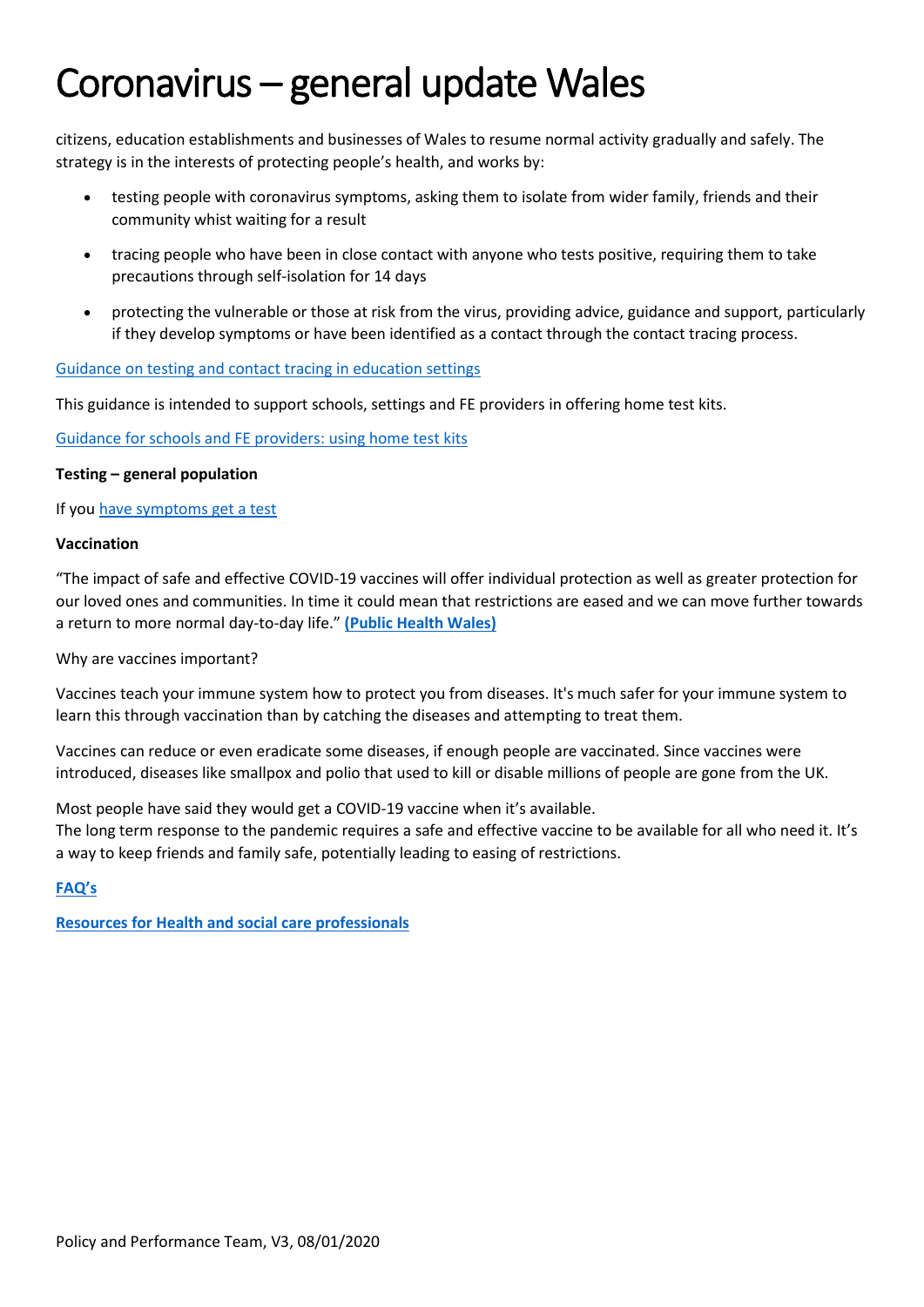citizens, education establishments and businesses of Wales to resume normal activity gradually and safely. The strategy is in the interests of protecting people's health, and works by:

- testing people with coronavirus symptoms, asking them to isolate from wider family, friends and their community whist waiting for a result
- tracing people who have been in close contact with anyone who tests positive, requiring them to take precautions through self-isolation for 14 days
- protecting the vulnerable or those at risk from the virus, providing advice, guidance and support, particularly if they develop symptoms or have been identified as a contact through the contact tracing process.

Guidance on testing and contact tracing in education settings

This guidance is intended to support schools, settings and FE providers in offering home test kits.

Guidance for schools and FE providers: using home test kits

**Testing – general population**

If you have symptoms get a test

**Vaccination**

"The impact of safe and effective COVID-19 vaccines will offer individual protection as well as greater protection for our loved ones and communities. In time it could mean that restrictions are eased and we can move further towards a return to more normal day-to-day life." **(Public Health Wales)**

Why are vaccines important?

Vaccines teach your immune system how to protect you from diseases. It's much safer for your immune system to learn this through vaccination than by catching the diseases and attempting to treat them.

Vaccines can reduce or even eradicate some diseases, if enough people are vaccinated. Since vaccines were introduced, diseases like smallpox and polio that used to kill or disable millions of people are gone from the UK.

Most people have said they would get a COVID-19 vaccine when it's available.
The long term response to the pandemic requires a safe and effective vaccine to be available for all who need it. It's a way to keep friends and family safe, potentially leading to easing of restrictions.

**FAQ's**

**Resources for Health and social care professionals**

Policy and Performance Team, V3, 08/01/2020